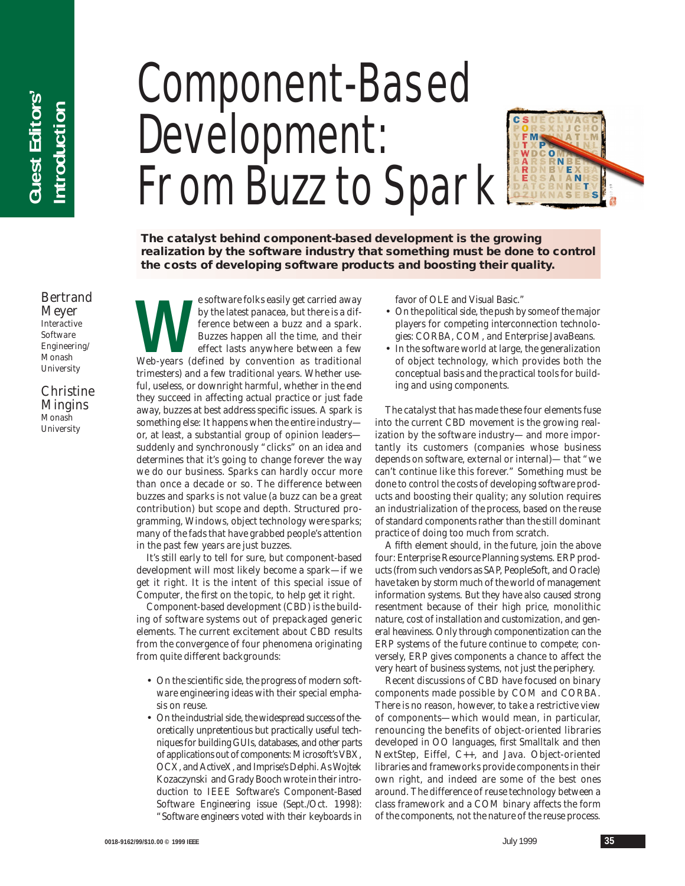Guest Editors' Introduction

# Component-Based Development: From Buzz to Spark

**The catalyst behind component-based development is the growing realization by the software industry that something must be done to control the costs of developing software products and boosting their quality.**

Bertrand Meyer
Interactive Software Engineering/Monash University

Christine Mingins
Monash University

We software folks easily get carried away by the latest panacea, but there is a difference between a buzz and a spark. Buzzes happen all the time, and their effect lasts anywhere between a few Web-years (defined by convention as traditional trimesters) and a few traditional years. Whether useful, useless, or downright harmful, whether in the end they succeed in affecting actual practice or just fade away, buzzes at best address specific issues. A spark is something else: It happens when the entire industry—or, at least, a substantial group of opinion leaders—suddenly and synchronously "clicks" on an idea and determines that it's going to change forever the way we do our business. Sparks can hardly occur more than once a decade or so. The difference between buzzes and sparks is not value (a buzz can be a great contribution) but scope and depth. Structured programming, Windows, object technology were sparks; many of the fads that have grabbed people's attention in the past few years are just buzzes.

It's still early to tell for sure, but component-based development will most likely become a spark—if we get it right. It is the intent of this special issue of Computer, the first on the topic, to help get it right.

Component-based development (CBD) is the building of software systems out of prepackaged generic elements. The current excitement about CBD results from the convergence of four phenomena originating from quite different backgrounds:

- On the scientific side, the progress of modern software engineering ideas with their special emphasis on reuse.
- On the industrial side, the widespread success of theoretically unpretentious but practically useful techniques for building GUIs, databases, and other parts of applications out of components: Microsoft's VBX, OCX, and ActiveX, and Imprise's Delphi. As Wojtek Kozaczynski and Grady Booch wrote in their introduction to IEEE Software's Component-Based Software Engineering issue (Sept./Oct. 1998): "Software engineers voted with their keyboards in favor of OLE and Visual Basic."
- On the political side, the push by some of the major players for competing interconnection technologies: CORBA, COM, and Enterprise JavaBeans.
- In the software world at large, the generalization of object technology, which provides both the conceptual basis and the practical tools for building and using components.

The catalyst that has made these four elements fuse into the current CBD movement is the growing realization by the software industry—and more importantly its customers (companies whose business depends on software, external or internal)—that "we can't continue like this forever." Something must be done to control the costs of developing software products and boosting their quality; any solution requires an industrialization of the process, based on the reuse of standard components rather than the still dominant practice of doing too much from scratch.

A fifth element should, in the future, join the above four: Enterprise Resource Planning systems. ERP products (from such vendors as SAP, PeopleSoft, and Oracle) have taken by storm much of the world of management information systems. But they have also caused strong resentment because of their high price, monolithic nature, cost of installation and customization, and general heaviness. Only through componentization can the ERP systems of the future continue to compete; conversely, ERP gives components a chance to affect the very heart of business systems, not just the periphery.

Recent discussions of CBD have focused on binary components made possible by COM and CORBA. There is no reason, however, to take a restrictive view of components—which would mean, in particular, renouncing the benefits of object-oriented libraries developed in OO languages, first Smalltalk and then NextStep, Eiffel, C++, and Java. Object-oriented libraries and frameworks provide components in their own right, and indeed are some of the best ones around. The difference of reuse technology between a class framework and a COM binary affects the form of the components, not the nature of the reuse process.

0018-9162/99/$10.00 © 1999 IEEE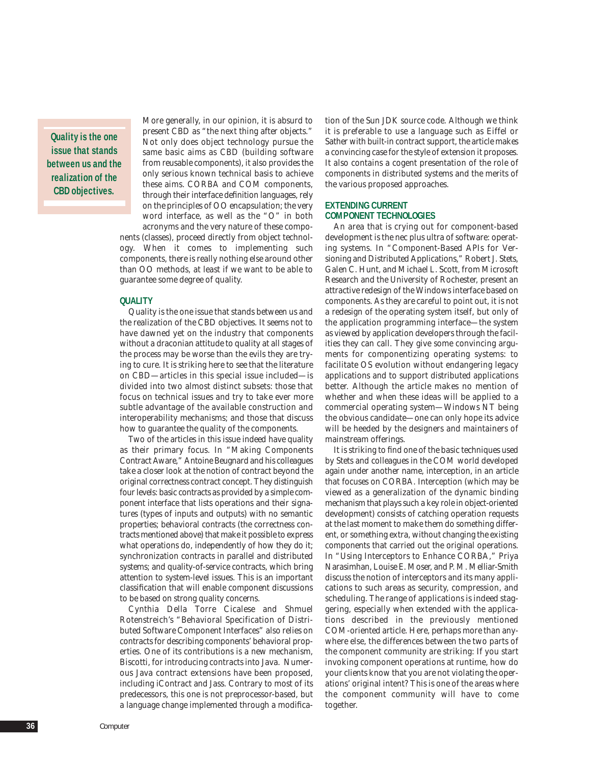> **Quality is the one issue that stands between us and the realization of the CBD objectives.**

More generally, in our opinion, it is absurd to present CBD as "the next thing after objects." Not only does object technology pursue the same basic aims as CBD (building software from reusable components), it also provides the only serious known technical basis to achieve these aims. CORBA and COM components, through their interface definition languages, rely on the principles of OO encapsulation; the very word interface, as well as the "O" in both acronyms and the very nature of these components (classes), proceed directly from object technology. When it comes to implementing such components, there is really nothing else around other than OO methods, at least if we want to be able to guarantee some degree of quality.

## QUALITY

Quality is the one issue that stands between us and the realization of the CBD objectives. It seems not to have dawned yet on the industry that components without a draconian attitude to quality at all stages of the process may be worse than the evils they are trying to cure. It is striking here to see that the literature on CBD—articles in this special issue included—is divided into two almost distinct subsets: those that focus on technical issues and try to take ever more subtle advantage of the available construction and interoperability mechanisms; and those that discuss how to guarantee the quality of the components.

Two of the articles in this issue indeed have quality as their primary focus. In "Making Components Contract Aware," Antoine Beugnard and his colleagues take a closer look at the notion of contract beyond the original correctness contract concept. They distinguish four levels: basic contracts as provided by a simple component interface that lists operations and their signatures (types of inputs and outputs) with no semantic properties; behavioral contracts (the correctness contracts mentioned above) that make it possible to express what operations do, independently of how they do it; synchronization contracts in parallel and distributed systems; and quality-of-service contracts, which bring attention to system-level issues. This is an important classification that will enable component discussions to be based on strong quality concerns.

Cynthia Della Torre Cicalese and Shmuel Rotenstreich's "Behavioral Specification of Distributed Software Component Interfaces" also relies on contracts for describing components' behavioral properties. One of its contributions is a new mechanism, Biscotti, for introducing contracts into Java. Numerous Java contract extensions have been proposed, including iContract and Jass. Contrary to most of its predecessors, this one is not preprocessor-based, but a language change implemented through a modification of the Sun JDK source code. Although we think it is preferable to use a language such as Eiffel or Sather with built-in contract support, the article makes a convincing case for the style of extension it proposes. It also contains a cogent presentation of the role of components in distributed systems and the merits of the various proposed approaches.

## EXTENDING CURRENT COMPONENT TECHNOLOGIES

An area that is crying out for component-based development is the nec plus ultra of software: operating systems. In "Component-Based APIs for Versioning and Distributed Applications," Robert J. Stets, Galen C. Hunt, and Michael L. Scott, from Microsoft Research and the University of Rochester, present an attractive redesign of the Windows interface based on components. As they are careful to point out, it is not a redesign of the operating system itself, but only of the application programming interface—the system as viewed by application developers through the facilities they can call. They give some convincing arguments for componentizing operating systems: to facilitate OS evolution without endangering legacy applications and to support distributed applications better. Although the article makes no mention of whether and when these ideas will be applied to a commercial operating system—Windows NT being the obvious candidate—one can only hope its advice will be heeded by the designers and maintainers of mainstream offerings.

It is striking to find one of the basic techniques used by Stets and colleagues in the COM world developed again under another name, interception, in an article that focuses on CORBA. Interception (which may be viewed as a generalization of the dynamic binding mechanism that plays such a key role in object-oriented development) consists of catching operation requests at the last moment to make them do something different, or something extra, without changing the existing components that carried out the original operations. In "Using Interceptors to Enhance CORBA," Priya Narasimhan, Louise E. Moser, and P. M. Melliar-Smith discuss the notion of interceptors and its many applications to such areas as security, compression, and scheduling. The range of applications is indeed staggering, especially when extended with the applications described in the previously mentioned COM-oriented article. Here, perhaps more than anywhere else, the differences between the two parts of the component community are striking: If you start invoking component operations at runtime, how do your clients know that you are not violating the operations' original intent? This is one of the areas where the component community will have to come together.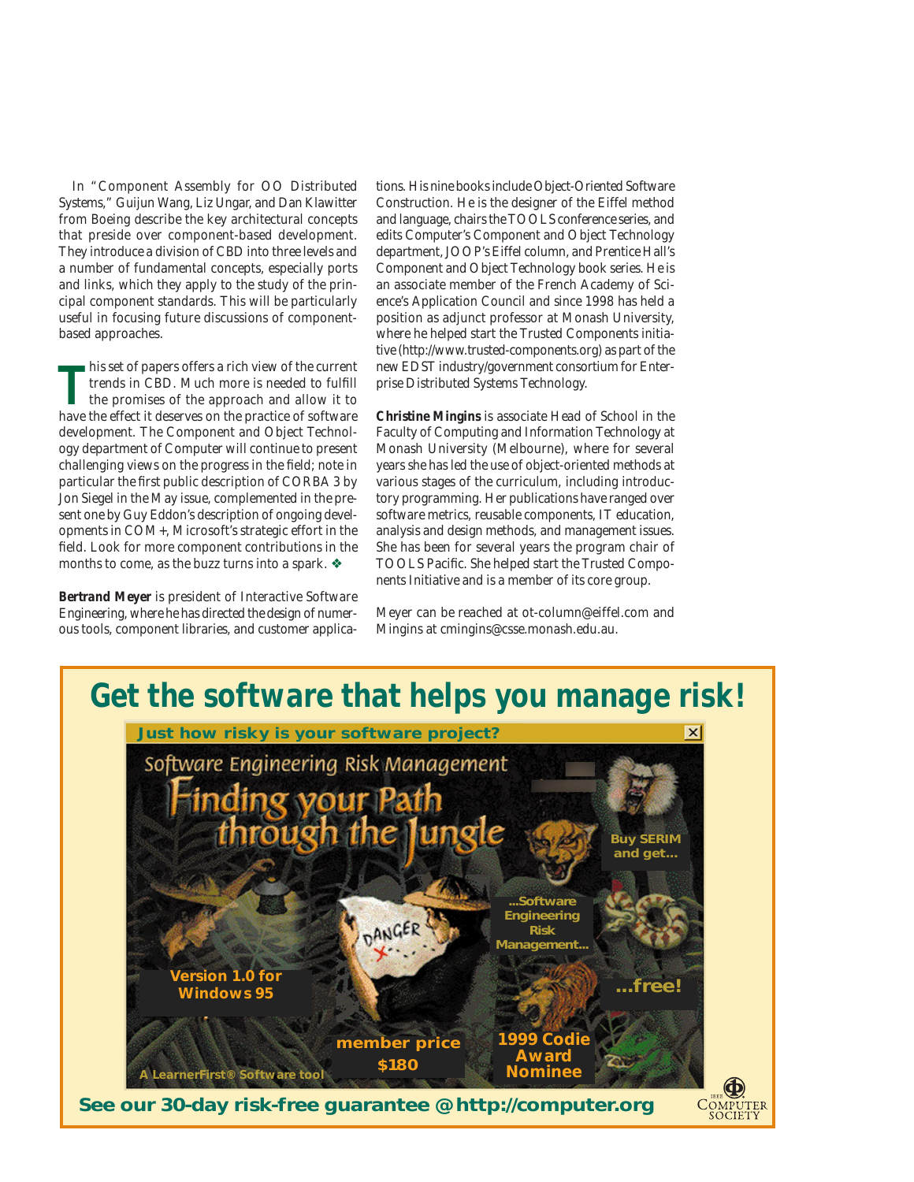In "Component Assembly for OO Distributed Systems," Guijun Wang, Liz Ungar, and Dan Klawitter from Boeing describe the key architectural concepts that preside over component-based development. They introduce a division of CBD into three levels and a number of fundamental concepts, especially ports and links, which they apply to the study of the principal component standards. This will be particularly useful in focusing future discussions of component-based approaches.

This set of papers offers a rich view of the current trends in CBD. Much more is needed to fulfill the promises of the approach and allow it to have the effect it deserves on the practice of software development. The Component and Object Technology department of Computer will continue to present challenging views on the progress in the field; note in particular the first public description of CORBA 3 by Jon Siegel in the May issue, complemented in the present one by Guy Eddon's description of ongoing developments in COM+, Microsoft's strategic effort in the field. Look for more component contributions in the months to come, as the buzz turns into a spark. ❖

***Bertrand Meyer*** is president of Interactive Software Engineering, where he has directed the design of numerous tools, component libraries, and customer applications. His nine books include Object-Oriented Software Construction. He is the designer of the Eiffel method and language, chairs the TOOLS conference series, and edits Computer's Component and Object Technology department, JOOP's Eiffel column, and Prentice Hall's Component and Object Technology book series. He is an associate member of the French Academy of Science's Application Council and since 1998 has held a position as adjunct professor at Monash University, where he helped start the Trusted Components initiative (http://www.trusted-components.org) as part of the new EDST industry/government consortium for Enterprise Distributed Systems Technology.

**Christine Mingins** is associate Head of School in the Faculty of Computing and Information Technology at Monash University (Melbourne), where for several years she has led the use of object-oriented methods at various stages of the curriculum, including introductory programming. Her publications have ranged over software metrics, reusable components, IT education, analysis and design methods, and management issues. She has been for several years the program chair of TOOLS Pacific. She helped start the Trusted Components Initiative and is a member of its core group.

Meyer can be reached at ot-column@eiffel.com and Mingins at cmingins@csse.monash.edu.au.

**Get the software that helps you manage risk!**

Just how risky is your software project?

Software Engineering Risk Management

Finding your Path through the Jungle

Buy SERIM and get...

...Software Engineering Risk Management...

...free!

Version 1.0 for Windows 95

member price $180

1999 Codie Award Nominee

A LearnerFirst® Software tool

See our 30-day risk-free guarantee @ http://computer.org

IEEE Computer Society